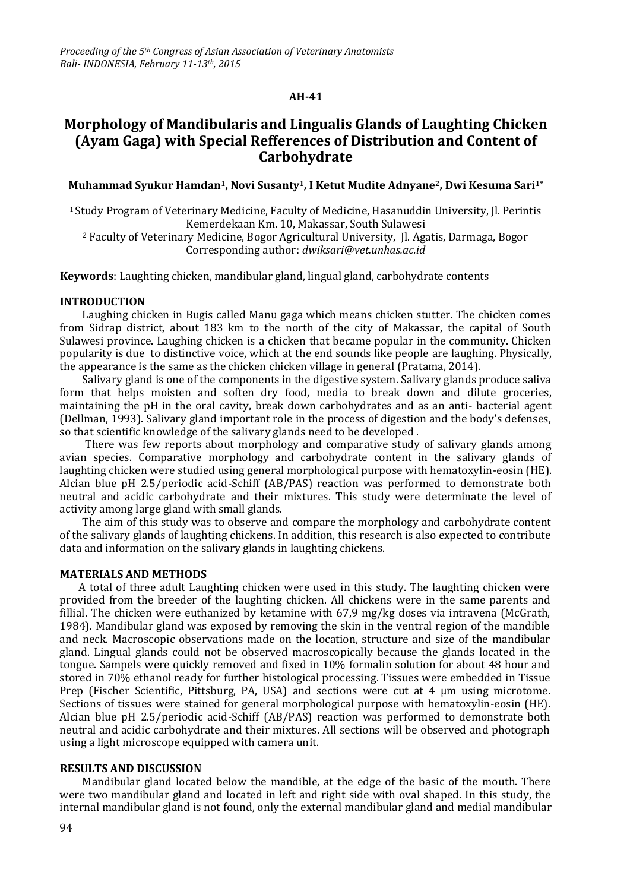**AH-41**

# Morphology of Mandibularis and Lingualis Glands of Laughting Chicken (Ayam Gaga) with Special Refferences of Distribution and Content of Carbohydrate

**Muhammad Syukur Hamdan[1], Novi Susanty[1], I Ketut Mudite Adnyane[2], Dwi Kesuma Sari[1*]**

[1] Study Program of Veterinary Medicine, Faculty of Medicine, Hasanuddin University, Jl. Perintis Kemerdekaan Km. 10, Makassar, South Sulawesi
[2] Faculty of Veterinary Medicine, Bogor Agricultural University, Jl. Agatis, Darmaga, Bogor
Corresponding author: *dwiksari@vet.unhas.ac.id*

**Keywords**: Laughting chicken, mandibular gland, lingual gland, carbohydrate contents

## INTRODUCTION

Laughing chicken in Bugis called Manu gaga which means chicken stutter. The chicken comes from Sidrap district, about 183 km to the north of the city of Makassar, the capital of South Sulawesi province. Laughing chicken is a chicken that became popular in the community. Chicken popularity is due to distinctive voice, which at the end sounds like people are laughing. Physically, the appearance is the same as the chicken chicken village in general (Pratama, 2014).

Salivary gland is one of the components in the digestive system. Salivary glands produce saliva form that helps moisten and soften dry food, media to break down and dilute groceries, maintaining the pH in the oral cavity, break down carbohydrates and as an anti- bacterial agent (Dellman, 1993). Salivary gland important role in the process of digestion and the body's defenses, so that scientific knowledge of the salivary glands need to be developed .

There was few reports about morphology and comparative study of salivary glands among avian species. Comparative morphology and carbohydrate content in the salivary glands of laughting chicken were studied using general morphological purpose with hematoxylin-eosin (HE). Alcian blue pH 2.5/periodic acid-Schiff (AB/PAS) reaction was performed to demonstrate both neutral and acidic carbohydrate and their mixtures. This study were determinate the level of activity among large gland with small glands.

The aim of this study was to observe and compare the morphology and carbohydrate content of the salivary glands of laughting chickens. In addition, this research is also expected to contribute data and information on the salivary glands in laughting chickens.

## MATERIALS AND METHODS

A total of three adult Laughting chicken were used in this study. The laughting chicken were provided from the breeder of the laughting chicken. All chickens were in the same parents and fillial. The chicken were euthanized by ketamine with 67,9 mg/kg doses via intravena (McGrath, 1984). Mandibular gland was exposed by removing the skin in the ventral region of the mandible and neck. Macroscopic observations made on the location, structure and size of the mandibular gland. Lingual glands could not be observed macroscopically because the glands located in the tongue. Sampels were quickly removed and fixed in 10% formalin solution for about 48 hour and stored in 70% ethanol ready for further histological processing. Tissues were embedded in Tissue Prep (Fischer Scientific, Pittsburg, PA, USA) and sections were cut at 4 μm using microtome. Sections of tissues were stained for general morphological purpose with hematoxylin-eosin (HE). Alcian blue pH 2.5/periodic acid-Schiff (AB/PAS) reaction was performed to demonstrate both neutral and acidic carbohydrate and their mixtures. All sections will be observed and photograph using a light microscope equipped with camera unit.

## RESULTS AND DISCUSSION

Mandibular gland located below the mandible, at the edge of the basic of the mouth. There were two mandibular gland and located in left and right side with oval shaped. In this study, the internal mandibular gland is not found, only the external mandibular gland and medial mandibular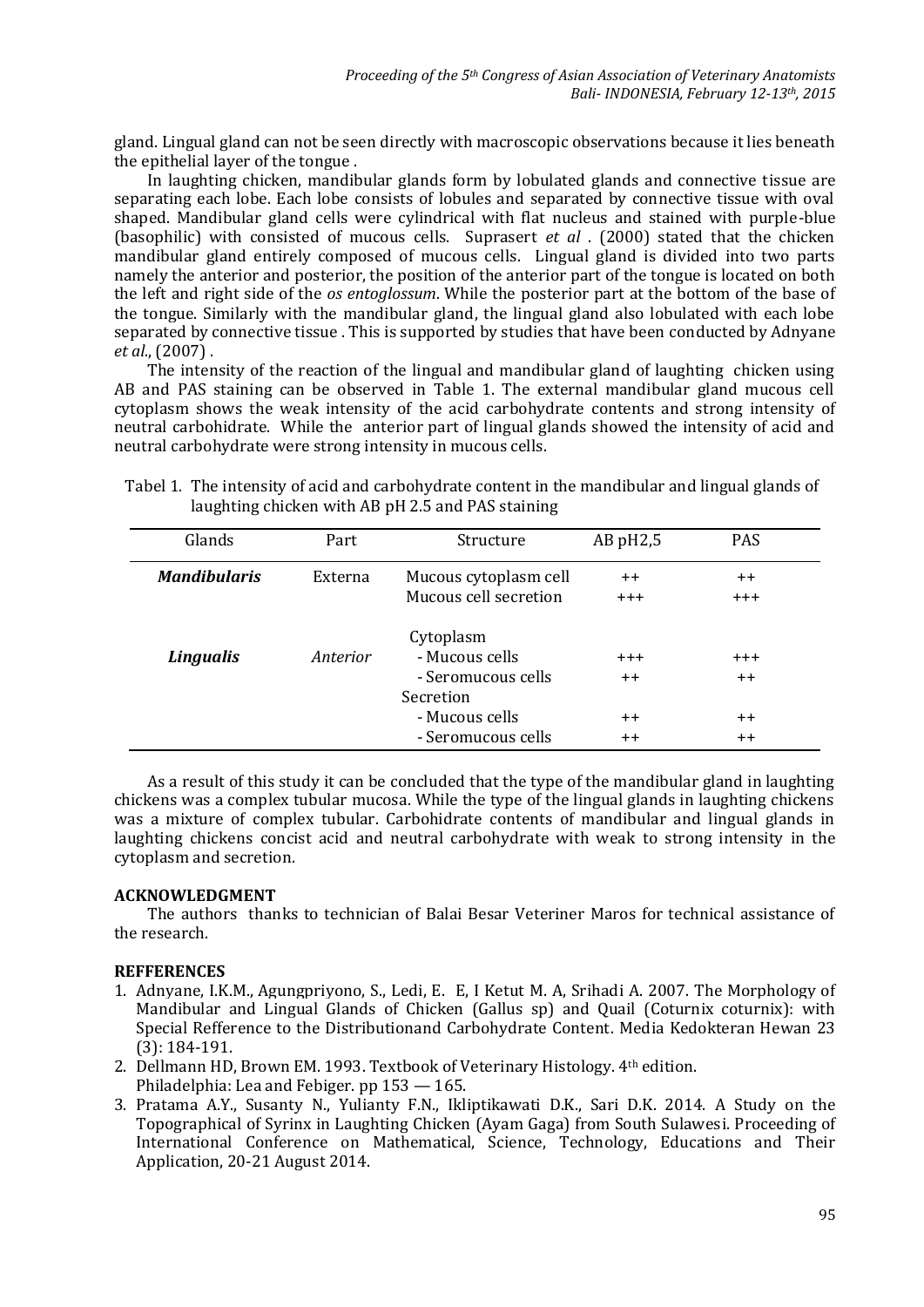gland. Lingual gland can not be seen directly with macroscopic observations because it lies beneath the epithelial layer of the tongue .

In laughting chicken, mandibular glands form by lobulated glands and connective tissue are separating each lobe. Each lobe consists of lobules and separated by connective tissue with oval shaped. Mandibular gland cells were cylindrical with flat nucleus and stained with purple-blue (basophilic) with consisted of mucous cells. Suprasert *et al* . (2000) stated that the chicken mandibular gland entirely composed of mucous cells. Lingual gland is divided into two parts namely the anterior and posterior, the position of the anterior part of the tongue is located on both the left and right side of the *os entoglossum*. While the posterior part at the bottom of the base of the tongue. Similarly with the mandibular gland, the lingual gland also lobulated with each lobe separated by connective tissue . This is supported by studies that have been conducted by Adnyane *et al*., (2007) .

The intensity of the reaction of the lingual and mandibular gland of laughting chicken using AB and PAS staining can be observed in Table 1. The external mandibular gland mucous cell cytoplasm shows the weak intensity of the acid carbohydrate contents and strong intensity of neutral carbohidrate. While the anterior part of lingual glands showed the intensity of acid and neutral carbohydrate were strong intensity in mucous cells.

Tabel 1. The intensity of acid and carbohydrate content in the mandibular and lingual glands of laughting chicken with AB pH 2.5 and PAS staining

| Glands | Part | Structure | AB pH2,5 | PAS |
|---|---|---|---|---|
| ***Mandibularis*** | Externa | Mucous cytoplasm cell | ++ | ++ |
| | | Mucous cell secretion | +++ | +++ |
| | | Cytoplasm | | |
| ***Lingualis*** | *Anterior* | - Mucous cells | +++ | +++ |
| | | - Seromucous cells | ++ | ++ |
| | | Secretion | | |
| | | - Mucous cells | ++ | ++ |
| | | - Seromucous cells | ++ | ++ |

As a result of this study it can be concluded that the type of the mandibular gland in laughting chickens was a complex tubular mucosa. While the type of the lingual glands in laughting chickens was a mixture of complex tubular. Carbohidrate contents of mandibular and lingual glands in laughting chickens concist acid and neutral carbohydrate with weak to strong intensity in the cytoplasm and secretion.

## ACKNOWLEDGMENT

The authors thanks to technician of Balai Besar Veteriner Maros for technical assistance of the research.

## REFFERENCES

1. Adnyane, I.K.M., Agungpriyono, S., Ledi, E. E, I Ketut M. A, Srihadi A. 2007. The Morphology of Mandibular and Lingual Glands of Chicken (Gallus sp) and Quail (Coturnix coturnix): with Special Refference to the Distributionand Carbohydrate Content. Media Kedokteran Hewan 23 (3): 184-191.
2. Dellmann HD, Brown EM. 1993. Textbook of Veterinary Histology. 4th edition. Philadelphia: Lea and Febiger. pp 153 — 165.
3. Pratama A.Y., Susanty N., Yulianty F.N., Ikliptikawati D.K., Sari D.K. 2014. A Study on the Topographical of Syrinx in Laughting Chicken (Ayam Gaga) from South Sulawesi. Proceeding of International Conference on Mathematical, Science, Technology, Educations and Their Application, 20-21 August 2014.